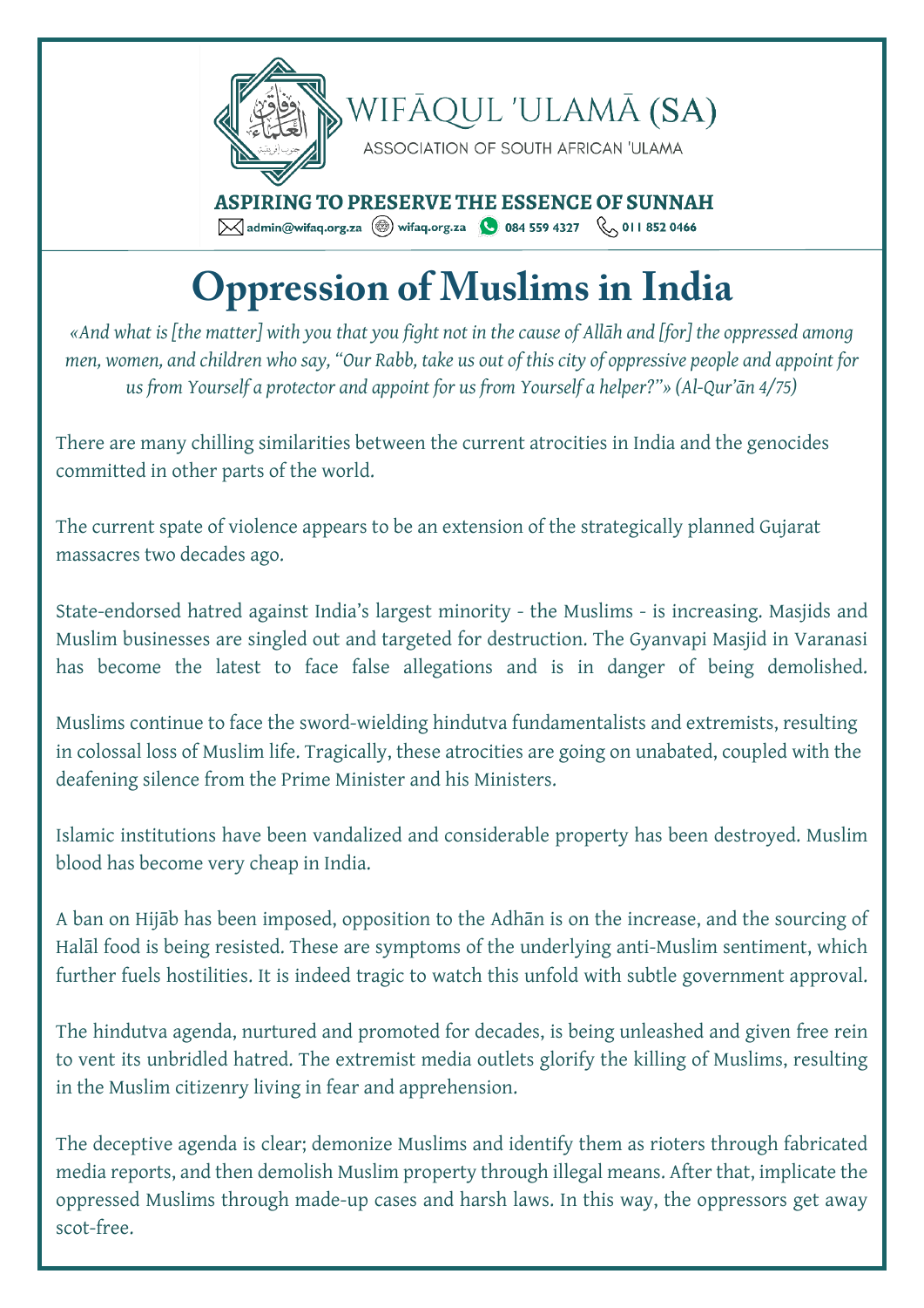WIFĀQUL 'ULAMĀ (SA)

ASSOCIATION OF SOUTH AFRICAN 'ULAMA

**ASPIRING TO PRESERVE THE ESSENCE OF SUNNAH**

admin@wifaq.org.za | wifaq.org.za | 084 559 4327 | 011 852 0466

# Oppression of Muslims in India

*«And what is [the matter] with you that you fight not in the cause of Allāh and [for] the oppressed among men, women, and children who say, "Our Rabb, take us out of this city of oppressive people and appoint for us from Yourself a protector and appoint for us from Yourself a helper?"» (Al-Qur'ān 4/75)*

There are many chilling similarities between the current atrocities in India and the genocides committed in other parts of the world.

The current spate of violence appears to be an extension of the strategically planned Gujarat massacres two decades ago.

State-endorsed hatred against India's largest minority - the Muslims - is increasing. Masjids and Muslim businesses are singled out and targeted for destruction. The Gyanvapi Masjid in Varanasi has become the latest to face false allegations and is in danger of being demolished.

Muslims continue to face the sword-wielding hindutva fundamentalists and extremists, resulting in colossal loss of Muslim life. Tragically, these atrocities are going on unabated, coupled with the deafening silence from the Prime Minister and his Ministers.

Islamic institutions have been vandalized and considerable property has been destroyed. Muslim blood has become very cheap in India.

A ban on Hijāb has been imposed, opposition to the Adhān is on the increase, and the sourcing of Halāl food is being resisted. These are symptoms of the underlying anti-Muslim sentiment, which further fuels hostilities. It is indeed tragic to watch this unfold with subtle government approval.

The hindutva agenda, nurtured and promoted for decades, is being unleashed and given free rein to vent its unbridled hatred. The extremist media outlets glorify the killing of Muslims, resulting in the Muslim citizenry living in fear and apprehension.

The deceptive agenda is clear; demonize Muslims and identify them as rioters through fabricated media reports, and then demolish Muslim property through illegal means. After that, implicate the oppressed Muslims through made-up cases and harsh laws. In this way, the oppressors get away scot-free.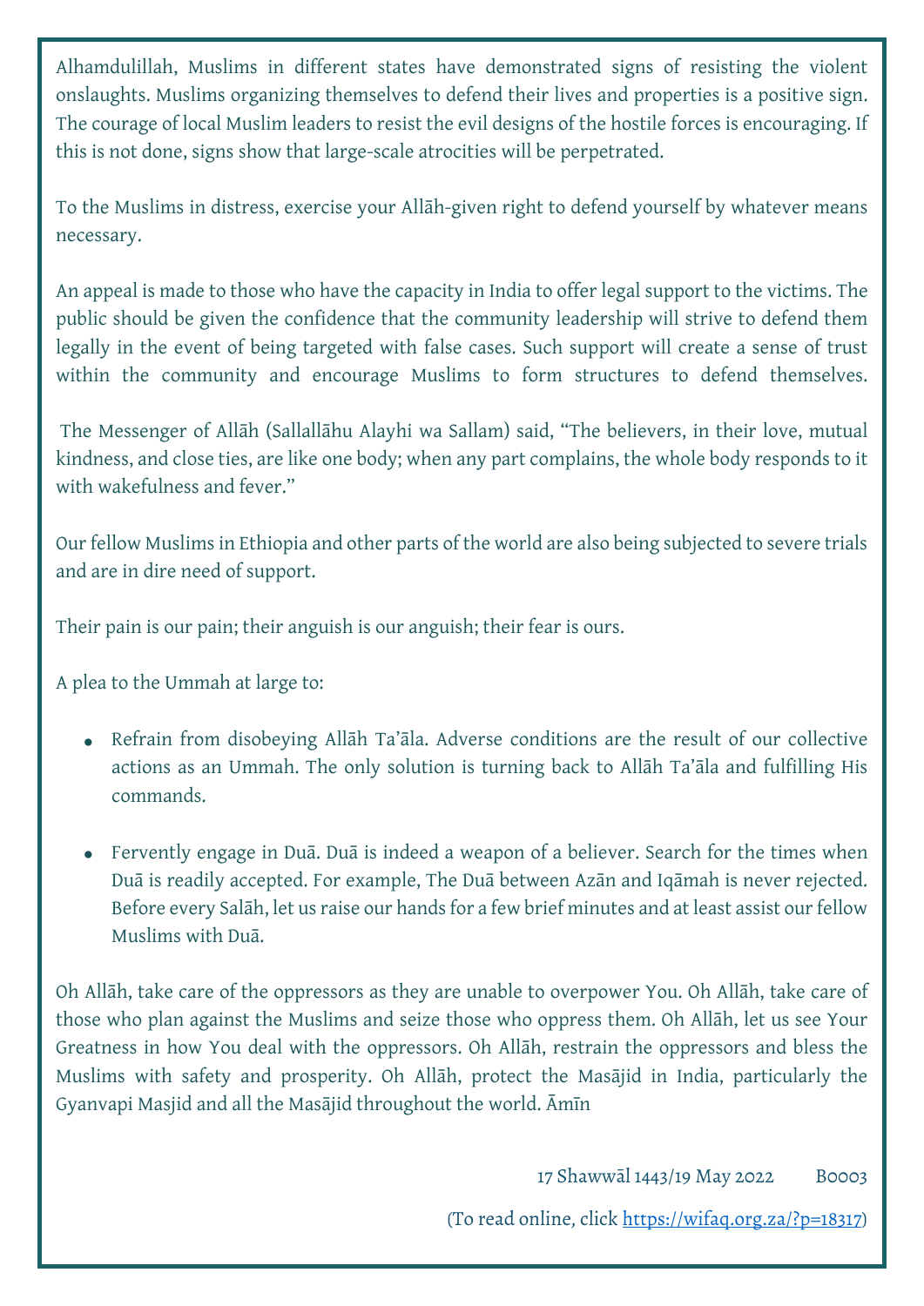Alhamdulillah, Muslims in different states have demonstrated signs of resisting the violent onslaughts. Muslims organizing themselves to defend their lives and properties is a positive sign. The courage of local Muslim leaders to resist the evil designs of the hostile forces is encouraging. If this is not done, signs show that large-scale atrocities will be perpetrated.

To the Muslims in distress, exercise your Allāh-given right to defend yourself by whatever means necessary.

An appeal is made to those who have the capacity in India to offer legal support to the victims. The public should be given the confidence that the community leadership will strive to defend them legally in the event of being targeted with false cases. Such support will create a sense of trust within the community and encourage Muslims to form structures to defend themselves.

The Messenger of Allāh (Sallallāhu Alayhi wa Sallam) said, "The believers, in their love, mutual kindness, and close ties, are like one body; when any part complains, the whole body responds to it with wakefulness and fever."

Our fellow Muslims in Ethiopia and other parts of the world are also being subjected to severe trials and are in dire need of support.

Their pain is our pain; their anguish is our anguish; their fear is ours.

A plea to the Ummah at large to:

- Refrain from disobeying Allāh Ta'āla. Adverse conditions are the result of our collective actions as an Ummah. The only solution is turning back to Allāh Ta'āla and fulfilling His commands.
- Fervently engage in Duā. Duā is indeed a weapon of a believer. Search for the times when Duā is readily accepted. For example, The Duā between Azān and Iqāmah is never rejected. Before every Salāh, let us raise our hands for a few brief minutes and at least assist our fellow Muslims with Duā.

Oh Allāh, take care of the oppressors as they are unable to overpower You. Oh Allāh, take care of those who plan against the Muslims and seize those who oppress them. Oh Allāh, let us see Your Greatness in how You deal with the oppressors. Oh Allāh, restrain the oppressors and bless the Muslims with safety and prosperity. Oh Allāh, protect the Masājid in India, particularly the Gyanvapi Masjid and all the Masājid throughout the world. Āmīn

17 Shawwāl 1443/19 May 2022 B0003

(To read online, click https://wifaq.org.za/?p=18317)